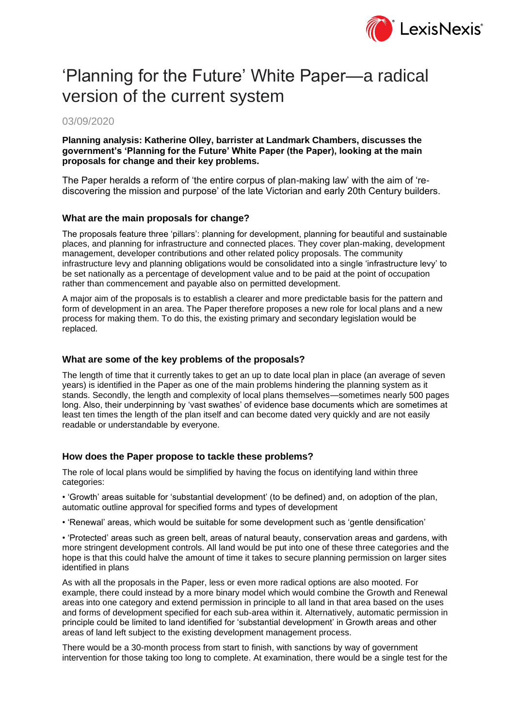# ‘Planning for the Future’ White Paper—a radical version of the current system

03/09/2020

**Planning analysis: Katherine Olley, barrister at Landmark Chambers, discusses the government’s ‘Planning for the Future’ White Paper (the Paper), looking at the main proposals for change and their key problems.**

The Paper heralds a reform of ‘the entire corpus of plan-making law’ with the aim of ‘re-discovering the mission and purpose’ of the late Victorian and early 20th Century builders.

### What are the main proposals for change?

The proposals feature three ‘pillars’: planning for development, planning for beautiful and sustainable places, and planning for infrastructure and connected places. They cover plan-making, development management, developer contributions and other related policy proposals. The community infrastructure levy and planning obligations would be consolidated into a single ‘infrastructure levy’ to be set nationally as a percentage of development value and to be paid at the point of occupation rather than commencement and payable also on permitted development.

A major aim of the proposals is to establish a clearer and more predictable basis for the pattern and form of development in an area. The Paper therefore proposes a new role for local plans and a new process for making them. To do this, the existing primary and secondary legislation would be replaced.

### What are some of the key problems of the proposals?

The length of time that it currently takes to get an up to date local plan in place (an average of seven years) is identified in the Paper as one of the main problems hindering the planning system as it stands. Secondly, the length and complexity of local plans themselves—sometimes nearly 500 pages long. Also, their underpinning by ‘vast swathes’ of evidence base documents which are sometimes at least ten times the length of the plan itself and can become dated very quickly and are not easily readable or understandable by everyone.

### How does the Paper propose to tackle these problems?

The role of local plans would be simplified by having the focus on identifying land within three categories:

- ‘Growth’ areas suitable for ‘substantial development’ (to be defined) and, on adoption of the plan, automatic outline approval for specified forms and types of development
- ‘Renewal’ areas, which would be suitable for some development such as ‘gentle densification’
- ‘Protected’ areas such as green belt, areas of natural beauty, conservation areas and gardens, with more stringent development controls. All land would be put into one of these three categories and the hope is that this could halve the amount of time it takes to secure planning permission on larger sites identified in plans

As with all the proposals in the Paper, less or even more radical options are also mooted. For example, there could instead by a more binary model which would combine the Growth and Renewal areas into one category and extend permission in principle to all land in that area based on the uses and forms of development specified for each sub-area within it. Alternatively, automatic permission in principle could be limited to land identified for ‘substantial development’ in Growth areas and other areas of land left subject to the existing development management process.

There would be a 30-month process from start to finish, with sanctions by way of government intervention for those taking too long to complete. At examination, there would be a single test for the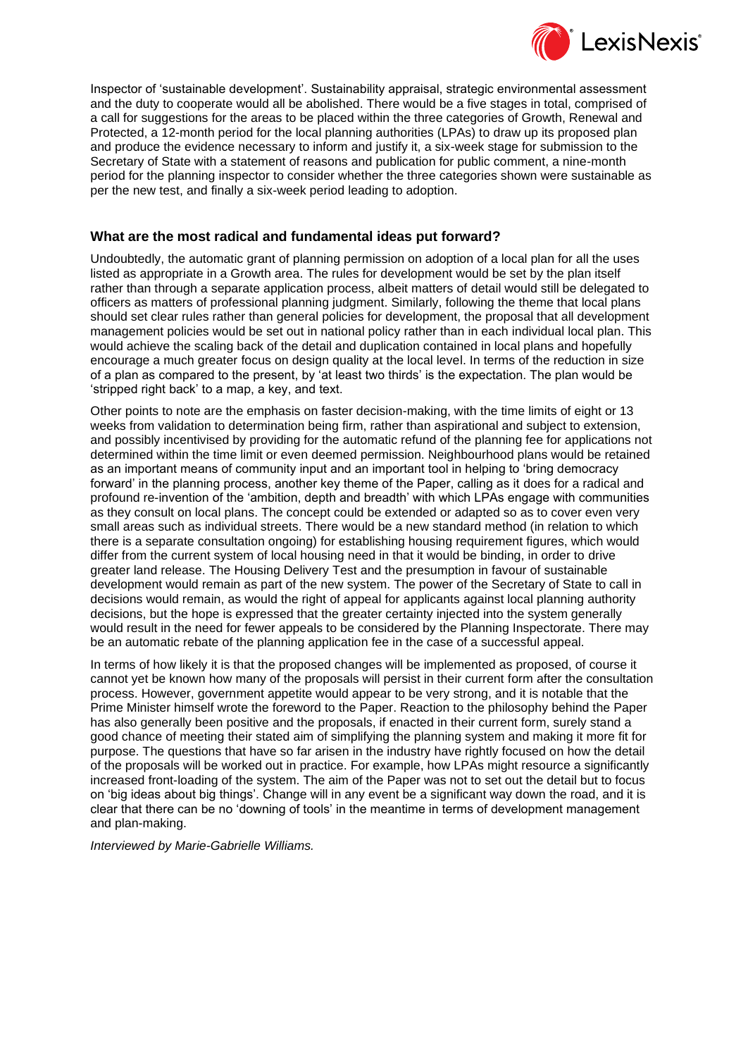Inspector of 'sustainable development'. Sustainability appraisal, strategic environmental assessment and the duty to cooperate would all be abolished. There would be a five stages in total, comprised of a call for suggestions for the areas to be placed within the three categories of Growth, Renewal and Protected, a 12-month period for the local planning authorities (LPAs) to draw up its proposed plan and produce the evidence necessary to inform and justify it, a six-week stage for submission to the Secretary of State with a statement of reasons and publication for public comment, a nine-month period for the planning inspector to consider whether the three categories shown were sustainable as per the new test, and finally a six-week period leading to adoption.

### What are the most radical and fundamental ideas put forward?

Undoubtedly, the automatic grant of planning permission on adoption of a local plan for all the uses listed as appropriate in a Growth area. The rules for development would be set by the plan itself rather than through a separate application process, albeit matters of detail would still be delegated to officers as matters of professional planning judgment. Similarly, following the theme that local plans should set clear rules rather than general policies for development, the proposal that all development management policies would be set out in national policy rather than in each individual local plan. This would achieve the scaling back of the detail and duplication contained in local plans and hopefully encourage a much greater focus on design quality at the local level. In terms of the reduction in size of a plan as compared to the present, by 'at least two thirds' is the expectation. The plan would be 'stripped right back' to a map, a key, and text.

Other points to note are the emphasis on faster decision-making, with the time limits of eight or 13 weeks from validation to determination being firm, rather than aspirational and subject to extension, and possibly incentivised by providing for the automatic refund of the planning fee for applications not determined within the time limit or even deemed permission. Neighbourhood plans would be retained as an important means of community input and an important tool in helping to 'bring democracy forward' in the planning process, another key theme of the Paper, calling as it does for a radical and profound re-invention of the 'ambition, depth and breadth' with which LPAs engage with communities as they consult on local plans. The concept could be extended or adapted so as to cover even very small areas such as individual streets. There would be a new standard method (in relation to which there is a separate consultation ongoing) for establishing housing requirement figures, which would differ from the current system of local housing need in that it would be binding, in order to drive greater land release. The Housing Delivery Test and the presumption in favour of sustainable development would remain as part of the new system. The power of the Secretary of State to call in decisions would remain, as would the right of appeal for applicants against local planning authority decisions, but the hope is expressed that the greater certainty injected into the system generally would result in the need for fewer appeals to be considered by the Planning Inspectorate. There may be an automatic rebate of the planning application fee in the case of a successful appeal.

In terms of how likely it is that the proposed changes will be implemented as proposed, of course it cannot yet be known how many of the proposals will persist in their current form after the consultation process. However, government appetite would appear to be very strong, and it is notable that the Prime Minister himself wrote the foreword to the Paper. Reaction to the philosophy behind the Paper has also generally been positive and the proposals, if enacted in their current form, surely stand a good chance of meeting their stated aim of simplifying the planning system and making it more fit for purpose. The questions that have so far arisen in the industry have rightly focused on how the detail of the proposals will be worked out in practice. For example, how LPAs might resource a significantly increased front-loading of the system. The aim of the Paper was not to set out the detail but to focus on 'big ideas about big things'. Change will in any event be a significant way down the road, and it is clear that there can be no 'downing of tools' in the meantime in terms of development management and plan-making.

*Interviewed by Marie-Gabrielle Williams.*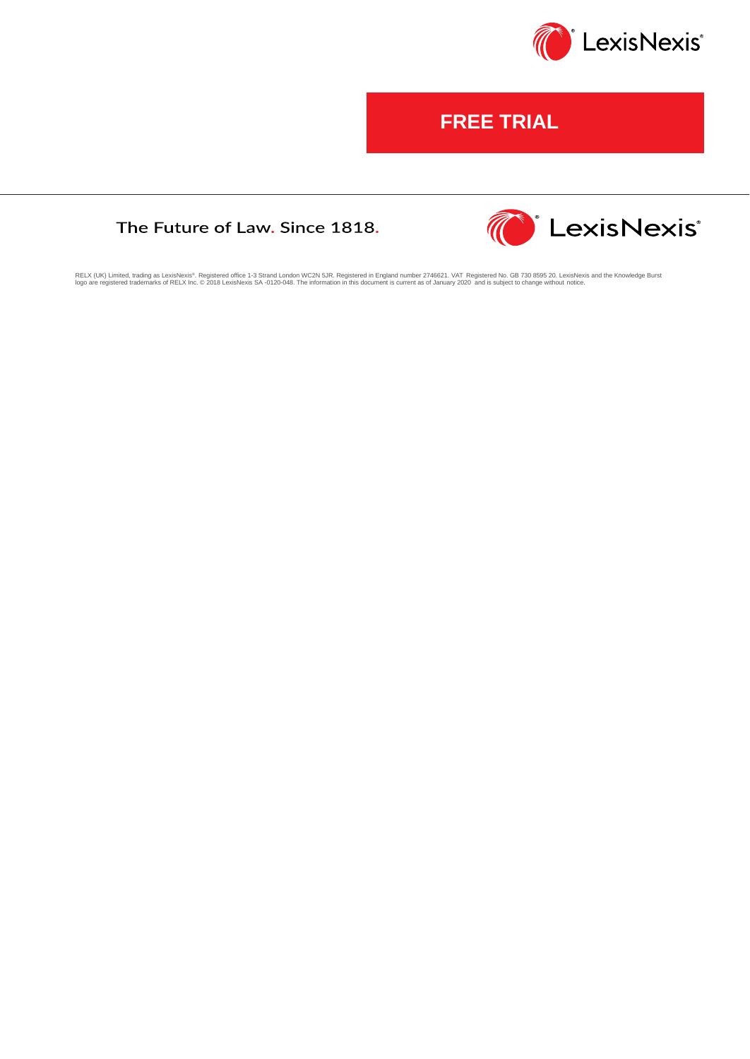LexisNexis®

**FREE TRIAL**

The Future of Law. Since 1818.

LexisNexis®

RELX (UK) Limited, trading as LexisNexis®. Registered office 1-3 Strand London WC2N 5JR. Registered in England number 2746621. VAT Registered No. GB 730 8595 20. LexisNexis and the Knowledge Burst logo are registered trademarks of RELX Inc. © 2018 LexisNexis SA -0120-048. The information in this document is current as of January 2020 and is subject to change without notice.